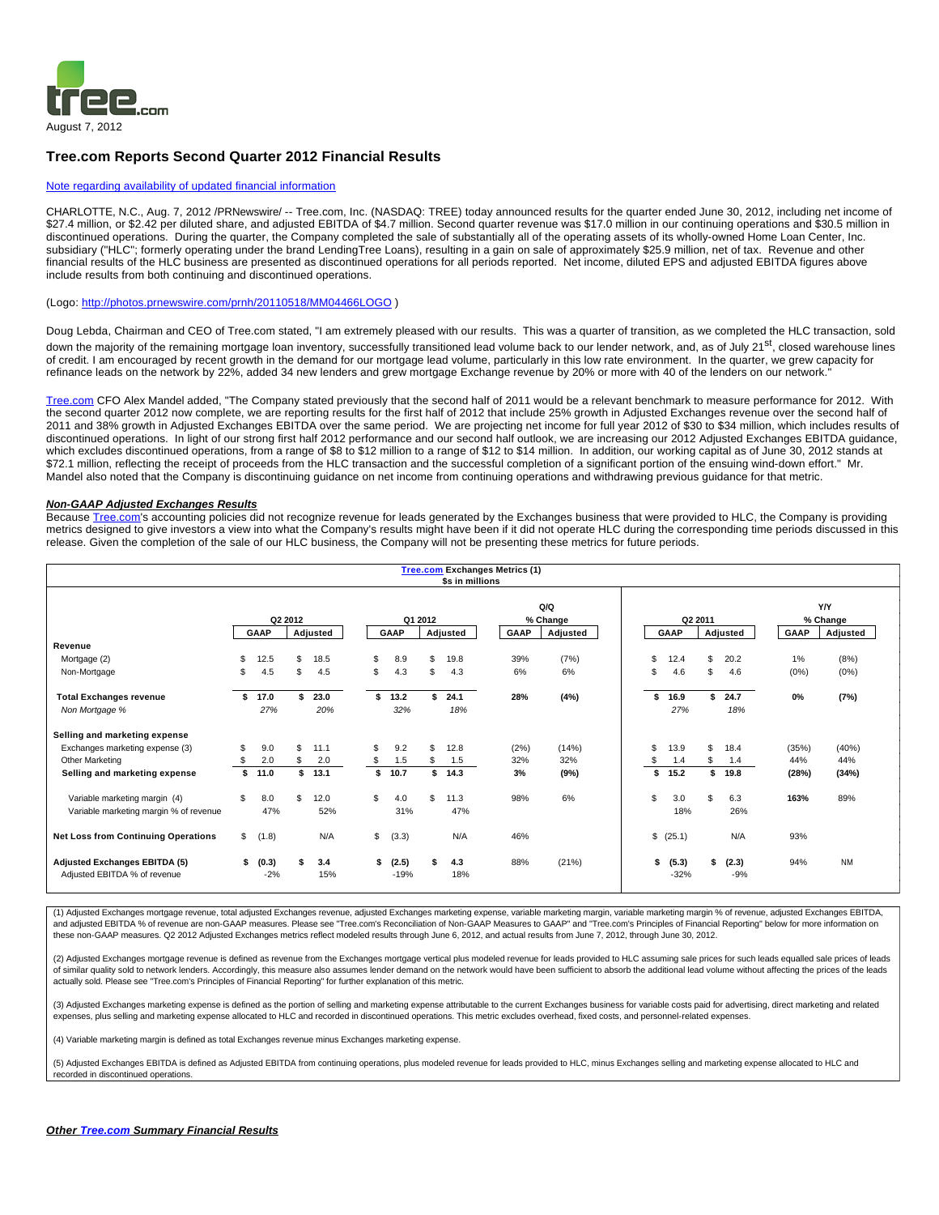August 7, 2012

# Tree.com Reports Second Quarter 2012 Financial Results

Note regarding availability of updated financial information

CHARLOTTE, N.C., Aug. 7, 2012 /PRNewswire/ -- Tree.com, Inc. (NASDAQ: TREE) today announced results for the quarter ended June 30, 2012, including net income of $27.4 million, or $2.42 per diluted share, and adjusted EBITDA of $4.7 million. Second quarter revenue was $17.0 million in our continuing operations and $30.5 million in discontinued operations. During the quarter, the Company completed the sale of substantially all of the operating assets of its wholly-owned Home Loan Center, Inc. subsidiary ("HLC"; formerly operating under the brand LendingTree Loans), resulting in a gain on sale of approximately $25.9 million, net of tax. Revenue and other financial results of the HLC business are presented as discontinued operations for all periods reported. Net income, diluted EPS and adjusted EBITDA figures above include results from both continuing and discontinued operations.

(Logo: http://photos.prnewswire.com/prnh/20110518/MM04466LOGO )

Doug Lebda, Chairman and CEO of Tree.com stated, "I am extremely pleased with our results. This was a quarter of transition, as we completed the HLC transaction, sold down the majority of the remaining mortgage loan inventory, successfully transitioned lead volume back to our lender network, and, as of July 21st, closed warehouse lines of credit. I am encouraged by recent growth in the demand for our mortgage lead volume, particularly in this low rate environment. In the quarter, we grew capacity for refinance leads on the network by 22%, added 34 new lenders and grew mortgage Exchange revenue by 20% or more with 40 of the lenders on our network."

Tree.com CFO Alex Mandel added, "The Company stated previously that the second half of 2011 would be a relevant benchmark to measure performance for 2012. With the second quarter 2012 now complete, we are reporting results for the first half of 2012 that include 25% growth in Adjusted Exchanges revenue over the second half of 2011 and 38% growth in Adjusted Exchanges EBITDA over the same period. We are projecting net income for full year 2012 of $30 to $34 million, which includes results of discontinued operations. In light of our strong first half 2012 performance and our second half outlook, we are increasing our 2012 Adjusted Exchanges EBITDA guidance, which excludes discontinued operations, from a range of $8 to $12 million to a range of $12 to $14 million. In addition, our working capital as of June 30, 2012 stands at $72.1 million, reflecting the receipt of proceeds from the HLC transaction and the successful completion of a significant portion of the ensuing wind-down effort." Mr. Mandel also noted that the Company is discontinuing guidance on net income from continuing operations and withdrawing previous guidance for that metric.

***Non-GAAP Adjusted Exchanges Results***

Because Tree.com's accounting policies did not recognize revenue for leads generated by the Exchanges business that were provided to HLC, the Company is providing metrics designed to give investors a view into what the Company's results might have been if it did not operate HLC during the corresponding time periods discussed in this release. Given the completion of the sale of our HLC business, the Company will not be presenting these metrics for future periods.

**Tree.com Exchanges Metrics (1)**
**$s in millions**

| | Q2 2012 | | Q1 2012 | | Q/Q % Change | | Q2 2011 | | Y/Y % Change | |
|---|---|---|---|---|---|---|---|---|---|---|
| | GAAP | Adjusted | GAAP | Adjusted | GAAP | Adjusted | GAAP | Adjusted | GAAP | Adjusted |
| **Revenue** | | | | | | | | | | |
| Mortgage (2) | $ 12.5 | $ 18.5 | $ 8.9 | $ 19.8 | 39% | (7%) | $ 12.4 | $ 20.2 | 1% | (8%) |
| Non-Mortgage | $ 4.5 | $ 4.5 | $ 4.3 | $ 4.3 | 6% | 6% | $ 4.6 | $ 4.6 | (0%) | (0%) |
| **Total Exchanges revenue** | **$ 17.0** | **$ 23.0** | **$ 13.2** | **$ 24.1** | **28%** | **(4%)** | **$ 16.9** | **$ 24.7** | **0%** | **(7%)** |
| *Non Mortgage %* | *27%* | *20%* | *32%* | *18%* | | | *27%* | *18%* | | |
| **Selling and marketing expense** | | | | | | | | | | |
| Exchanges marketing expense (3) | $ 9.0 | $ 11.1 | $ 9.2 | $ 12.8 | (2%) | (14%) | $ 13.9 | $ 18.4 | (35%) | (40%) |
| Other Marketing | $ 2.0 | $ 2.0 | $ 1.5 | $ 1.5 | 32% | 32% | $ 1.4 | $ 1.4 | 44% | 44% |
| **Selling and marketing expense** | **$ 11.0** | **$ 13.1** | **$ 10.7** | **$ 14.3** | **3%** | **(9%)** | **$ 15.2** | **$ 19.8** | **(28%)** | **(34%)** |
| Variable marketing margin (4) | $ 8.0 | $ 12.0 | $ 4.0 | $ 11.3 | 98% | 6% | $ 3.0 | $ 6.3 | 163% | 89% |
| Variable marketing margin % of revenue | 47% | 52% | 31% | 47% | | | 18% | 26% | | |
| **Net Loss from Continuing Operations** | $ (1.8) | N/A | $ (3.3) | N/A | 46% | | $ (25.1) | N/A | 93% | |
| **Adjusted Exchanges EBITDA (5)** | **$ (0.3)** | **$ 3.4** | **$ (2.5)** | **$ 4.3** | 88% | (21%) | **$ (5.3)** | **$ (2.3)** | 94% | NM |
| Adjusted EBITDA % of revenue | -2% | 15% | -19% | 18% | | | -32% | -9% | | |

(1) Adjusted Exchanges mortgage revenue, total adjusted Exchanges revenue, adjusted Exchanges marketing expense, variable marketing margin, variable marketing margin % of revenue, adjusted Exchanges EBITDA, and adjusted EBITDA % of revenue are non-GAAP measures. Please see "Tree.com's Reconciliation of Non-GAAP Measures to GAAP" and "Tree.com's Principles of Financial Reporting" below for more information on these non-GAAP measures. Q2 2012 Adjusted Exchanges metrics reflect modeled results through June 6, 2012, and actual results from June 7, 2012, through June 30, 2012.

(2) Adjusted Exchanges mortgage revenue is defined as revenue from the Exchanges mortgage vertical plus modeled revenue for leads provided to HLC assuming sale prices for such leads equalled sale prices of leads of similar quality sold to network lenders. Accordingly, this measure also assumes lender demand on the network would have been sufficient to absorb the additional lead volume without affecting the prices of the leads actually sold. Please see "Tree.com's Principles of Financial Reporting" for further explanation of this metric.

(3) Adjusted Exchanges marketing expense is defined as the portion of selling and marketing expense attributable to the current Exchanges business for variable costs paid for advertising, direct marketing and related expenses, plus selling and marketing expense allocated to HLC and recorded in discontinued operations. This metric excludes overhead, fixed costs, and personnel-related expenses.

(4) Variable marketing margin is defined as total Exchanges revenue minus Exchanges marketing expense.

(5) Adjusted Exchanges EBITDA is defined as Adjusted EBITDA from continuing operations, plus modeled revenue for leads provided to HLC, minus Exchanges selling and marketing expense allocated to HLC and recorded in discontinued operations.

***Other Tree.com Summary Financial Results***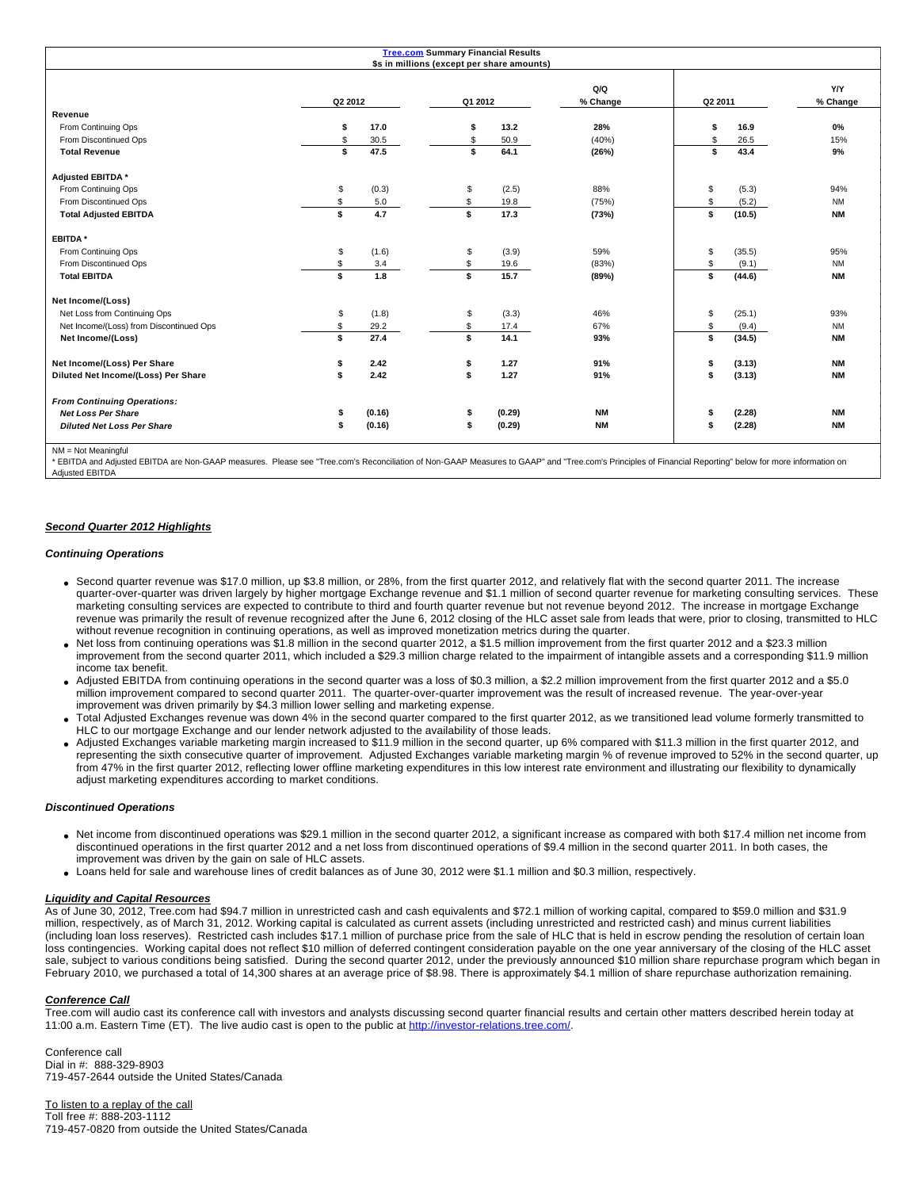**Tree.com Summary Financial Results**
**$s in millions (except per share amounts)**

| | Q2 2012 | Q1 2012 | Q/Q % Change | Q2 2011 | Y/Y % Change |
|---|---|---|---|---|---|
| **Revenue** | | | | | |
| From Continuing Ops | **$ 17.0** | **$ 13.2** | **28%** | **$ 16.9** | **0%** |
| From Discontinued Ops | $ 30.5 | $ 50.9 | (40%) | $ 26.5 | 15% |
| **Total Revenue** | **$ 47.5** | **$ 64.1** | **(26%)** | **$ 43.4** | **9%** |
| **Adjusted EBITDA \*** | | | | | |
| From Continuing Ops | $ (0.3) | $ (2.5) | 88% | $ (5.3) | 94% |
| From Discontinued Ops | $ 5.0 | $ 19.8 | (75%) | $ (5.2) | NM |
| **Total Adjusted EBITDA** | **$ 4.7** | **$ 17.3** | **(73%)** | **$ (10.5)** | **NM** |
| **EBITDA \*** | | | | | |
| From Continuing Ops | $ (1.6) | $ (3.9) | 59% | $ (35.5) | 95% |
| From Discontinued Ops | $ 3.4 | $ 19.6 | (83%) | $ (9.1) | NM |
| **Total EBITDA** | **$ 1.8** | **$ 15.7** | **(89%)** | **$ (44.6)** | **NM** |
| **Net Income/(Loss)** | | | | | |
| Net Loss from Continuing Ops | $ (1.8) | $ (3.3) | 46% | $ (25.1) | 93% |
| Net Income/(Loss) from Discontinued Ops | $ 29.2 | $ 17.4 | 67% | $ (9.4) | NM |
| **Net Income/(Loss)** | **$ 27.4** | **$ 14.1** | **93%** | **$ (34.5)** | **NM** |
| **Net Income/(Loss) Per Share** | **$ 2.42** | **$ 1.27** | **91%** | **$ (3.13)** | **NM** |
| **Diluted Net Income/(Loss) Per Share** | **$ 2.42** | **$ 1.27** | **91%** | **$ (3.13)** | **NM** |
| ***From Continuing Operations:*** | | | | | |
| ***Net Loss Per Share*** | **$ (0.16)** | **$ (0.29)** | **NM** | **$ (2.28)** | **NM** |
| ***Diluted Net Loss Per Share*** | **$ (0.16)** | **$ (0.29)** | **NM** | **$ (2.28)** | **NM** |

NM = Not Meaningful

\* EBITDA and Adjusted EBITDA are Non-GAAP measures. Please see "Tree.com's Reconciliation of Non-GAAP Measures to GAAP" and "Tree.com's Principles of Financial Reporting" below for more information on Adjusted EBITDA

## ***Second Quarter 2012 Highlights***

### ***Continuing Operations***

- Second quarter revenue was $17.0 million, up $3.8 million, or 28%, from the first quarter 2012, and relatively flat with the second quarter 2011. The increase quarter-over-quarter was driven largely by higher mortgage Exchange revenue and $1.1 million of second quarter revenue for marketing consulting services. These marketing consulting services are expected to contribute to third and fourth quarter revenue but not revenue beyond 2012. The increase in mortgage Exchange revenue was primarily the result of revenue recognized after the June 6, 2012 closing of the HLC asset sale from leads that were, prior to closing, transmitted to HLC without revenue recognition in continuing operations, as well as improved monetization metrics during the quarter.
- Net loss from continuing operations was $1.8 million in the second quarter 2012, a $1.5 million improvement from the first quarter 2012 and a $23.3 million improvement from the second quarter 2011, which included a $29.3 million charge related to the impairment of intangible assets and a corresponding $11.9 million income tax benefit.
- Adjusted EBITDA from continuing operations in the second quarter was a loss of $0.3 million, a $2.2 million improvement from the first quarter 2012 and a $5.0 million improvement compared to second quarter 2011. The quarter-over-quarter improvement was the result of increased revenue. The year-over-year improvement was driven primarily by $4.3 million lower selling and marketing expense.
- Total Adjusted Exchanges revenue was down 4% in the second quarter compared to the first quarter 2012, as we transitioned lead volume formerly transmitted to HLC to our mortgage Exchange and our lender network adjusted to the availability of those leads.
- Adjusted Exchanges variable marketing margin increased to $11.9 million in the second quarter, up 6% compared with $11.3 million in the first quarter 2012, and representing the sixth consecutive quarter of improvement. Adjusted Exchanges variable marketing margin % of revenue improved to 52% in the second quarter, up from 47% in the first quarter 2012, reflecting lower offline marketing expenditures in this low interest rate environment and illustrating our flexibility to dynamically adjust marketing expenditures according to market conditions.

### ***Discontinued Operations***

- Net income from discontinued operations was $29.1 million in the second quarter 2012, a significant increase as compared with both $17.4 million net income from discontinued operations in the first quarter 2012 and a net loss from discontinued operations of $9.4 million in the second quarter 2011. In both cases, the improvement was driven by the gain on sale of HLC assets.
- Loans held for sale and warehouse lines of credit balances as of June 30, 2012 were $1.1 million and $0.3 million, respectively.

### ***Liquidity and Capital Resources***

As of June 30, 2012, Tree.com had $94.7 million in unrestricted cash and cash equivalents and $72.1 million of working capital, compared to $59.0 million and $31.9 million, respectively, as of March 31, 2012. Working capital is calculated as current assets (including unrestricted and restricted cash) and minus current liabilities (including loan loss reserves). Restricted cash includes $17.1 million of purchase price from the sale of HLC that is held in escrow pending the resolution of certain loan loss contingencies. Working capital does not reflect $10 million of deferred contingent consideration payable on the one year anniversary of the closing of the HLC asset sale, subject to various conditions being satisfied. During the second quarter 2012, under the previously announced $10 million share repurchase program which began in February 2010, we purchased a total of 14,300 shares at an average price of $8.98. There is approximately $4.1 million of share repurchase authorization remaining.

### ***Conference Call***

Tree.com will audio cast its conference call with investors and analysts discussing second quarter financial results and certain other matters described herein today at 11:00 a.m. Eastern Time (ET). The live audio cast is open to the public at http://investor-relations.tree.com/.

Conference call
Dial in #: 888-329-8903
719-457-2644 outside the United States/Canada

To listen to a replay of the call
Toll free #: 888-203-1112
719-457-0820 from outside the United States/Canada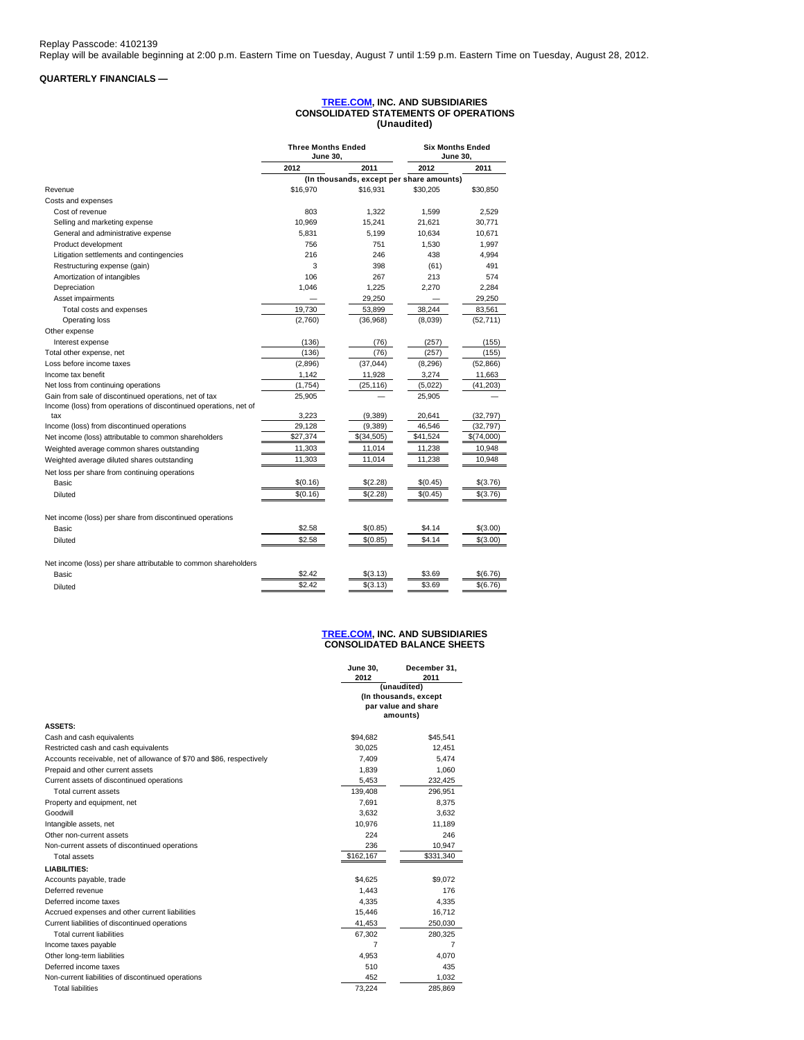Replay Passcode: 4102139

Replay will be available beginning at 2:00 p.m. Eastern Time on Tuesday, August 7 until 1:59 p.m. Eastern Time on Tuesday, August 28, 2012.

**QUARTERLY FINANCIALS —**

## TREE.COM, INC. AND SUBSIDIARIES
## CONSOLIDATED STATEMENTS OF OPERATIONS
## (Unaudited)

| | Three Months Ended June 30, | | Six Months Ended June 30, | |
|---|---|---|---|---|
| | 2012 | 2011 | 2012 | 2011 |
| | (In thousands, except per share amounts) | | | |
| Revenue | $16,970 | $16,931 | $30,205 | $30,850 |
| Costs and expenses | | | | |
| Cost of revenue | 803 | 1,322 | 1,599 | 2,529 |
| Selling and marketing expense | 10,969 | 15,241 | 21,621 | 30,771 |
| General and administrative expense | 5,831 | 5,199 | 10,634 | 10,671 |
| Product development | 756 | 751 | 1,530 | 1,997 |
| Litigation settlements and contingencies | 216 | 246 | 438 | 4,994 |
| Restructuring expense (gain) | 3 | 398 | (61) | 491 |
| Amortization of intangibles | 106 | 267 | 213 | 574 |
| Depreciation | 1,046 | 1,225 | 2,270 | 2,284 |
| Asset impairments | — | 29,250 | — | 29,250 |
| Total costs and expenses | 19,730 | 53,899 | 38,244 | 83,561 |
| Operating loss | (2,760) | (36,968) | (8,039) | (52,711) |
| Other expense | | | | |
| Interest expense | (136) | (76) | (257) | (155) |
| Total other expense, net | (136) | (76) | (257) | (155) |
| Loss before income taxes | (2,896) | (37,044) | (8,296) | (52,866) |
| Income tax benefit | 1,142 | 11,928 | 3,274 | 11,663 |
| Net loss from continuing operations | (1,754) | (25,116) | (5,022) | (41,203) |
| Gain from sale of discontinued operations, net of tax | 25,905 | — | 25,905 | — |
| Income (loss) from operations of discontinued operations, net of tax | 3,223 | (9,389) | 20,641 | (32,797) |
| Income (loss) from discontinued operations | 29,128 | (9,389) | 46,546 | (32,797) |
| Net income (loss) attributable to common shareholders | $27,374 | $(34,505) | $41,524 | $(74,000) |
| Weighted average common shares outstanding | 11,303 | 11,014 | 11,238 | 10,948 |
| Weighted average diluted shares outstanding | 11,303 | 11,014 | 11,238 | 10,948 |
| Net loss per share from continuing operations | | | | |
| Basic | $(0.16) | $(2.28) | $(0.45) | $(3.76) |
| Diluted | $(0.16) | $(2.28) | $(0.45) | $(3.76) |
| Net income (loss) per share from discontinued operations | | | | |
| Basic | $2.58 | $(0.85) | $4.14 | $(3.00) |
| Diluted | $2.58 | $(0.85) | $4.14 | $(3.00) |
| Net income (loss) per share attributable to common shareholders | | | | |
| Basic | $2.42 | $(3.13) | $3.69 | $(6.76) |
| Diluted | $2.42 | $(3.13) | $3.69 | $(6.76) |

## TREE.COM, INC. AND SUBSIDIARIES
## CONSOLIDATED BALANCE SHEETS

| | June 30, 2012 | December 31, 2011 |
|---|---|---|
| | (unaudited) (In thousands, except par value and share amounts) | |
| **ASSETS:** | | |
| Cash and cash equivalents | $94,682 | $45,541 |
| Restricted cash and cash equivalents | 30,025 | 12,451 |
| Accounts receivable, net of allowance of $70 and $86, respectively | 7,409 | 5,474 |
| Prepaid and other current assets | 1,839 | 1,060 |
| Current assets of discontinued operations | 5,453 | 232,425 |
| Total current assets | 139,408 | 296,951 |
| Property and equipment, net | 7,691 | 8,375 |
| Goodwill | 3,632 | 3,632 |
| Intangible assets, net | 10,976 | 11,189 |
| Other non-current assets | 224 | 246 |
| Non-current assets of discontinued operations | 236 | 10,947 |
| Total assets | $162,167 | $331,340 |
| **LIABILITIES:** | | |
| Accounts payable, trade | $4,625 | $9,072 |
| Deferred revenue | 1,443 | 176 |
| Deferred income taxes | 4,335 | 4,335 |
| Accrued expenses and other current liabilities | 15,446 | 16,712 |
| Current liabilities of discontinued operations | 41,453 | 250,030 |
| Total current liabilities | 67,302 | 280,325 |
| Income taxes payable | 7 | 7 |
| Other long-term liabilities | 4,953 | 4,070 |
| Deferred income taxes | 510 | 435 |
| Non-current liabilities of discontinued operations | 452 | 1,032 |
| Total liabilities | 73,224 | 285,869 |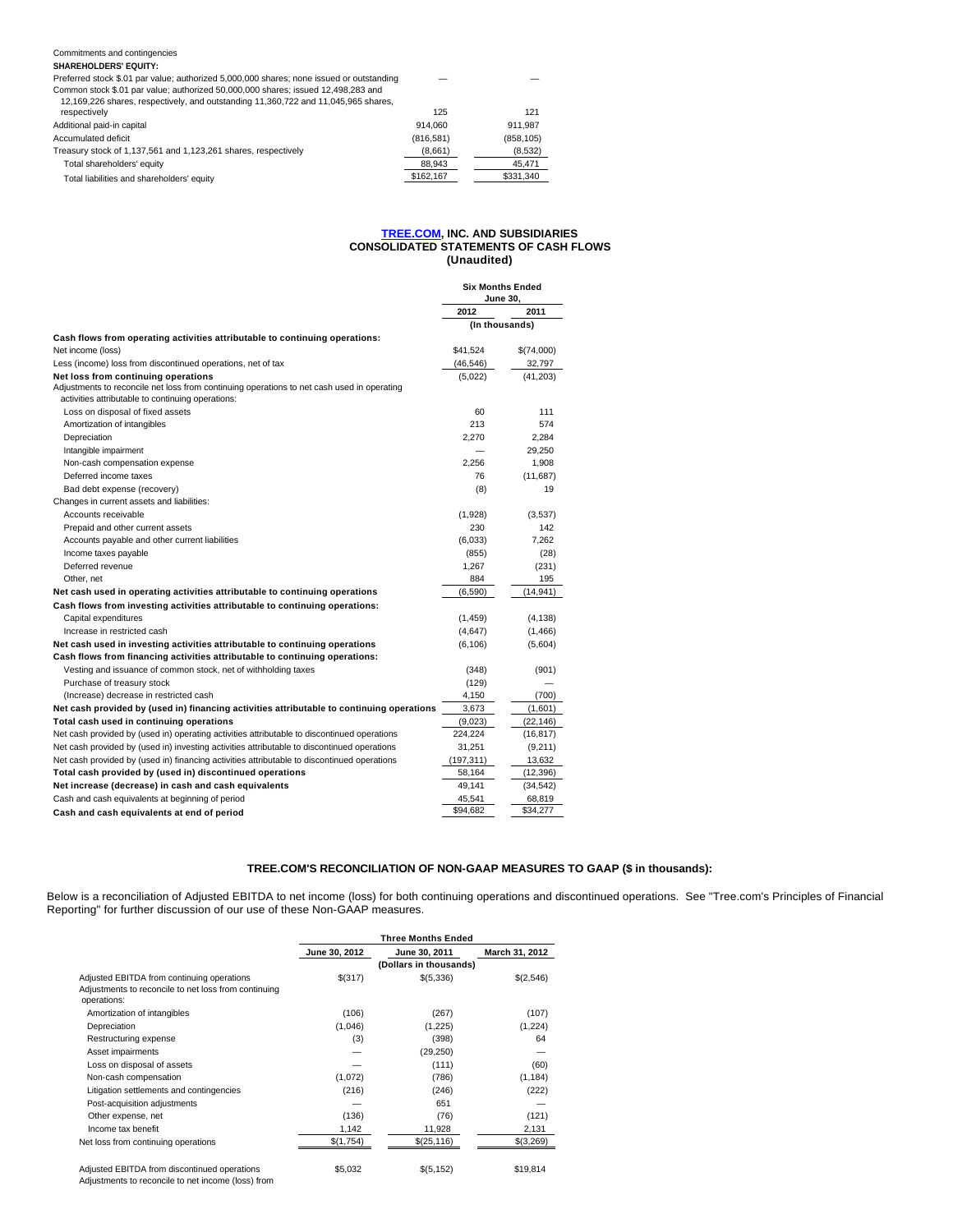| | | |
|---|---|---|
| Commitments and contingencies | | |
| **SHAREHOLDERS' EQUITY:** | | |
| Preferred stock $.01 par value; authorized 5,000,000 shares; none issued or outstanding | — | — |
| Common stock $.01 par value; authorized 50,000,000 shares; issued 12,498,283 and 12,169,226 shares, respectively, and outstanding 11,360,722 and 11,045,965 shares, respectively | 125 | 121 |
| Additional paid-in capital | 914,060 | 911,987 |
| Accumulated deficit | (816,581) | (858,105) |
| Treasury stock of 1,137,561 and 1,123,261 shares, respectively | (8,661) | (8,532) |
| Total shareholders' equity | 88,943 | 45,471 |
| Total liabilities and shareholders' equity | $162,167 | $331,340 |

## TREE.COM, INC. AND SUBSIDIARIES
## CONSOLIDATED STATEMENTS OF CASH FLOWS
### (Unaudited)

| | Six Months Ended June 30, | |
|---|---|---|
| | 2012 | 2011 |
| | (In thousands) | |
| **Cash flows from operating activities attributable to continuing operations:** | | |
| Net income (loss) | $41,524 | $(74,000) |
| Less (income) loss from discontinued operations, net of tax | (46,546) | 32,797 |
| **Net loss from continuing operations** | (5,022) | (41,203) |
| Adjustments to reconcile net loss from continuing operations to net cash used in operating activities attributable to continuing operations: | | |
| Loss on disposal of fixed assets | 60 | 111 |
| Amortization of intangibles | 213 | 574 |
| Depreciation | 2,270 | 2,284 |
| Intangible impairment | — | 29,250 |
| Non-cash compensation expense | 2,256 | 1,908 |
| Deferred income taxes | 76 | (11,687) |
| Bad debt expense (recovery) | (8) | 19 |
| Changes in current assets and liabilities: | | |
| Accounts receivable | (1,928) | (3,537) |
| Prepaid and other current assets | 230 | 142 |
| Accounts payable and other current liabilities | (6,033) | 7,262 |
| Income taxes payable | (855) | (28) |
| Deferred revenue | 1,267 | (231) |
| Other, net | 884 | 195 |
| **Net cash used in operating activities attributable to continuing operations** | (6,590) | (14,941) |
| **Cash flows from investing activities attributable to continuing operations:** | | |
| Capital expenditures | (1,459) | (4,138) |
| Increase in restricted cash | (4,647) | (1,466) |
| **Net cash used in investing activities attributable to continuing operations** | (6,106) | (5,604) |
| **Cash flows from financing activities attributable to continuing operations:** | | |
| Vesting and issuance of common stock, net of withholding taxes | (348) | (901) |
| Purchase of treasury stock | (129) | — |
| (Increase) decrease in restricted cash | 4,150 | (700) |
| **Net cash provided by (used in) financing activities attributable to continuing operations** | 3,673 | (1,601) |
| **Total cash used in continuing operations** | (9,023) | (22,146) |
| Net cash provided by (used in) operating activities attributable to discontinued operations | 224,224 | (16,817) |
| Net cash provided by (used in) investing activities attributable to discontinued operations | 31,251 | (9,211) |
| Net cash provided by (used in) financing activities attributable to discontinued operations | (197,311) | 13,632 |
| **Total cash provided by (used in) discontinued operations** | 58,164 | (12,396) |
| **Net increase (decrease) in cash and cash equivalents** | 49,141 | (34,542) |
| Cash and cash equivalents at beginning of period | 45,541 | 68,819 |
| **Cash and cash equivalents at end of period** | $94,682 | $34,277 |

## TREE.COM'S RECONCILIATION OF NON-GAAP MEASURES TO GAAP ($ in thousands):

Below is a reconciliation of Adjusted EBITDA to net income (loss) for both continuing operations and discontinued operations. See "Tree.com's Principles of Financial Reporting" for further discussion of our use of these Non-GAAP measures.

| | Three Months Ended | | |
|---|---|---|---|
| | June 30, 2012 | June 30, 2011 | March 31, 2012 |
| | | (Dollars in thousands) | |
| Adjusted EBITDA from continuing operations | $(317) | $(5,336) | $(2,546) |
| Adjustments to reconcile to net loss from continuing operations: | | | |
| Amortization of intangibles | (106) | (267) | (107) |
| Depreciation | (1,046) | (1,225) | (1,224) |
| Restructuring expense | (3) | (398) | 64 |
| Asset impairments | — | (29,250) | — |
| Loss on disposal of assets | — | (111) | (60) |
| Non-cash compensation | (1,072) | (786) | (1,184) |
| Litigation settlements and contingencies | (216) | (246) | (222) |
| Post-acquisition adjustments | — | 651 | — |
| Other expense, net | (136) | (76) | (121) |
| Income tax benefit | 1,142 | 11,928 | 2,131 |
| Net loss from continuing operations | $(1,754) | $(25,116) | $(3,269) |
| | | | |
| Adjusted EBITDA from discontinued operations | $5,032 | $(5,152) | $19,814 |
| Adjustments to reconcile to net income (loss) from | | | |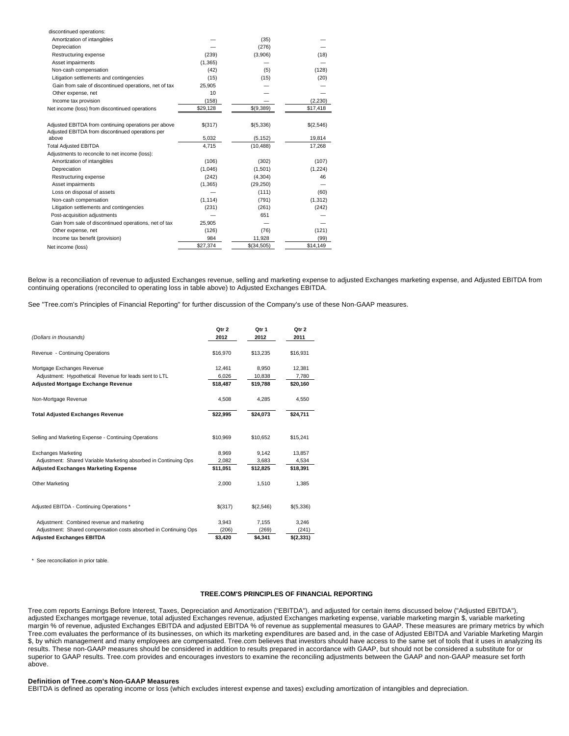| | | | |
|---|---|---|---|
| discontinued operations: | | | |
| Amortization of intangibles | — | (35) | — |
| Depreciation | — | (276) | — |
| Restructuring expense | (239) | (3,906) | (18) |
| Asset impairments | (1,365) | — | — |
| Non-cash compensation | (42) | (5) | (128) |
| Litigation settlements and contingencies | (15) | (15) | (20) |
| Gain from sale of discontinued operations, net of tax | 25,905 | — | — |
| Other expense, net | 10 | — | — |
| Income tax provision | (158) | — | (2,230) |
| Net income (loss) from discontinued operations | $29,128 | $(9,389) | $17,418 |
| | | | |
| Adjusted EBITDA from continuing operations per above | $(317) | $(5,336) | $(2,546) |
| Adjusted EBITDA from discontinued operations per above | 5,032 | (5,152) | 19,814 |
| Total Adjusted EBITDA | 4,715 | (10,488) | 17,268 |
| Adjustments to reconcile to net income (loss): | | | |
| Amortization of intangibles | (106) | (302) | (107) |
| Depreciation | (1,046) | (1,501) | (1,224) |
| Restructuring expense | (242) | (4,304) | 46 |
| Asset impairments | (1,365) | (29,250) | — |
| Loss on disposal of assets | — | (111) | (60) |
| Non-cash compensation | (1,114) | (791) | (1,312) |
| Litigation settlements and contingencies | (231) | (261) | (242) |
| Post-acquisition adjustments | — | 651 | — |
| Gain from sale of discontinued operations, net of tax | 25,905 | — | — |
| Other expense, net | (126) | (76) | (121) |
| Income tax benefit (provision) | 984 | 11,928 | (99) |
| Net income (loss) | $27,374 | $(34,505) | $14,149 |

Below is a reconciliation of revenue to adjusted Exchanges revenue, selling and marketing expense to adjusted Exchanges marketing expense, and Adjusted EBITDA from continuing operations (reconciled to operating loss in table above) to Adjusted Exchanges EBITDA.

See "Tree.com's Principles of Financial Reporting" for further discussion of the Company's use of these Non-GAAP measures.

| *(Dollars in thousands)* | Qtr 2 2012 | Qtr 1 2012 | Qtr 2 2011 |
|---|---|---|---|
| Revenue - Continuing Operations | $16,970 | $13,235 | $16,931 |
| | | | |
| Mortgage Exchanges Revenue | 12,461 | 8,950 | 12,381 |
| Adjustment: Hypothetical Revenue for leads sent to LTL | 6,026 | 10,838 | 7,780 |
| **Adjusted Mortgage Exchange Revenue** | **$18,487** | **$19,788** | **$20,160** |
| | | | |
| Non-Mortgage Revenue | 4,508 | 4,285 | 4,550 |
| | | | |
| **Total Adjusted Exchanges Revenue** | **$22,995** | **$24,073** | **$24,711** |
| | | | |
| Selling and Marketing Expense - Continuing Operations | $10,969 | $10,652 | $15,241 |
| | | | |
| Exchanges Marketing | 8,969 | 9,142 | 13,857 |
| Adjustment: Shared Variable Marketing absorbed in Continuing Ops | 2,082 | 3,683 | 4,534 |
| **Adjusted Exchanges Marketing Expense** | **$11,051** | **$12,825** | **$18,391** |
| | | | |
| Other Marketing | 2,000 | 1,510 | 1,385 |
| | | | |
| Adjusted EBITDA - Continuing Operations * | $(317) | $(2,546) | $(5,336) |
| | | | |
| Adjustment: Combined revenue and marketing | 3,943 | 7,155 | 3,246 |
| Adjustment: Shared compensation costs absorbed in Continuing Ops | (206) | (269) | (241) |
| **Adjusted Exchanges EBITDA** | **$3,420** | **$4,341** | **$(2,331)** |

\* See reconciliation in prior table.

## TREE.COM'S PRINCIPLES OF FINANCIAL REPORTING

Tree.com reports Earnings Before Interest, Taxes, Depreciation and Amortization ("EBITDA"), and adjusted for certain items discussed below ("Adjusted EBITDA"), adjusted Exchanges mortgage revenue, total adjusted Exchanges revenue, adjusted Exchanges marketing expense, variable marketing margin $, variable marketing margin % of revenue, adjusted Exchanges EBITDA and adjusted EBITDA % of revenue as supplemental measures to GAAP. These measures are primary metrics by which Tree.com evaluates the performance of its businesses, on which its marketing expenditures are based and, in the case of Adjusted EBITDA and Variable Marketing Margin $, by which management and many employees are compensated. Tree.com believes that investors should have access to the same set of tools that it uses in analyzing its results. These non-GAAP measures should be considered in addition to results prepared in accordance with GAAP, but should not be considered a substitute for or superior to GAAP results. Tree.com provides and encourages investors to examine the reconciling adjustments between the GAAP and non-GAAP measure set forth above.

**Definition of Tree.com's Non-GAAP Measures**

EBITDA is defined as operating income or loss (which excludes interest expense and taxes) excluding amortization of intangibles and depreciation.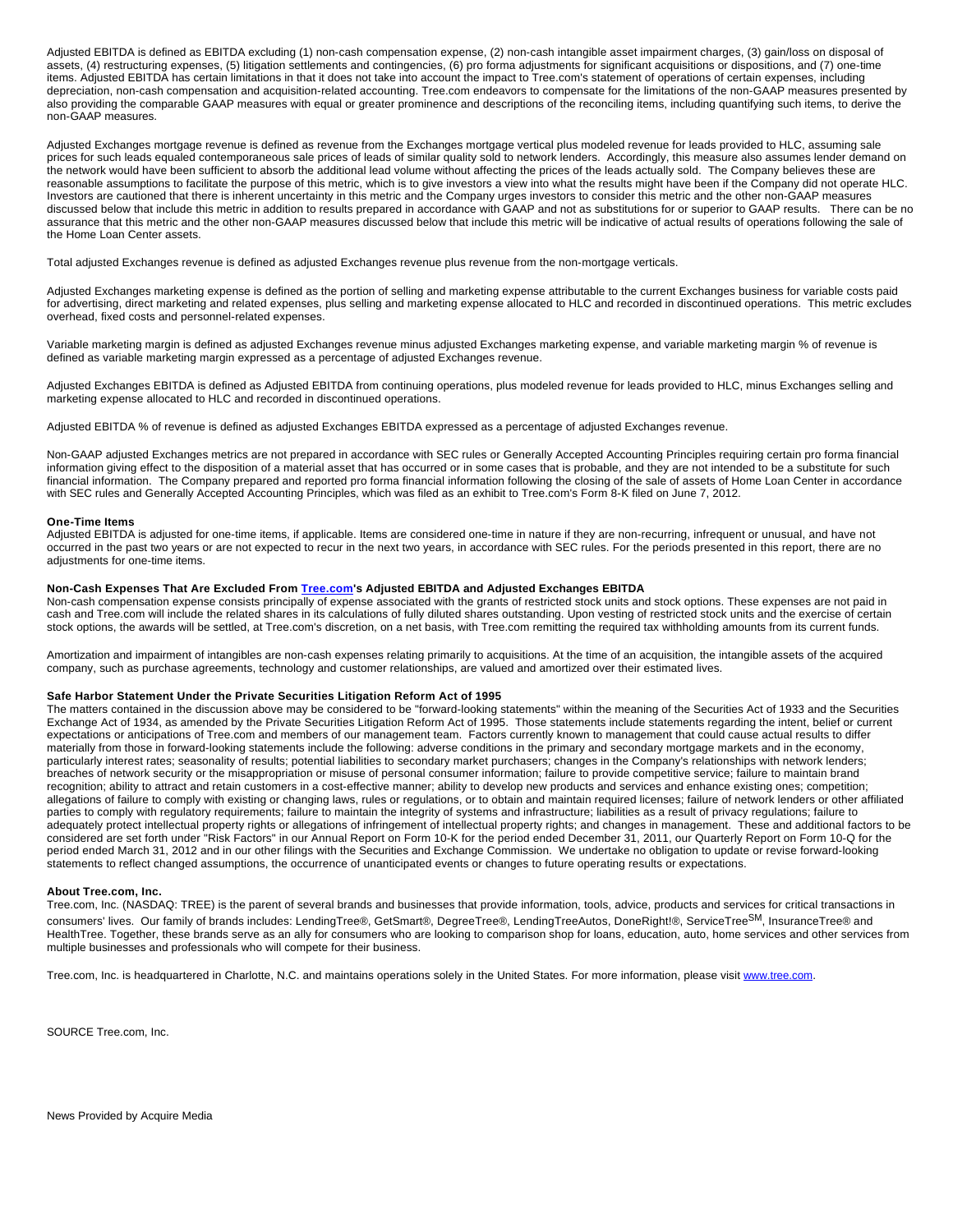Adjusted EBITDA is defined as EBITDA excluding (1) non-cash compensation expense, (2) non-cash intangible asset impairment charges, (3) gain/loss on disposal of assets, (4) restructuring expenses, (5) litigation settlements and contingencies, (6) pro forma adjustments for significant acquisitions or dispositions, and (7) one-time items. Adjusted EBITDA has certain limitations in that it does not take into account the impact to Tree.com's statement of operations of certain expenses, including depreciation, non-cash compensation and acquisition-related accounting. Tree.com endeavors to compensate for the limitations of the non-GAAP measures presented by also providing the comparable GAAP measures with equal or greater prominence and descriptions of the reconciling items, including quantifying such items, to derive the non-GAAP measures.

Adjusted Exchanges mortgage revenue is defined as revenue from the Exchanges mortgage vertical plus modeled revenue for leads provided to HLC, assuming sale prices for such leads equaled contemporaneous sale prices of leads of similar quality sold to network lenders. Accordingly, this measure also assumes lender demand on the network would have been sufficient to absorb the additional lead volume without affecting the prices of the leads actually sold. The Company believes these are reasonable assumptions to facilitate the purpose of this metric, which is to give investors a view into what the results might have been if the Company did not operate HLC. Investors are cautioned that there is inherent uncertainty in this metric and the Company urges investors to consider this metric and the other non-GAAP measures discussed below that include this metric in addition to results prepared in accordance with GAAP and not as substitutions for or superior to GAAP results. There can be no assurance that this metric and the other non-GAAP measures discussed below that include this metric will be indicative of actual results of operations following the sale of the Home Loan Center assets.

Total adjusted Exchanges revenue is defined as adjusted Exchanges revenue plus revenue from the non-mortgage verticals.

Adjusted Exchanges marketing expense is defined as the portion of selling and marketing expense attributable to the current Exchanges business for variable costs paid for advertising, direct marketing and related expenses, plus selling and marketing expense allocated to HLC and recorded in discontinued operations. This metric excludes overhead, fixed costs and personnel-related expenses.

Variable marketing margin is defined as adjusted Exchanges revenue minus adjusted Exchanges marketing expense, and variable marketing margin % of revenue is defined as variable marketing margin expressed as a percentage of adjusted Exchanges revenue.

Adjusted Exchanges EBITDA is defined as Adjusted EBITDA from continuing operations, plus modeled revenue for leads provided to HLC, minus Exchanges selling and marketing expense allocated to HLC and recorded in discontinued operations.

Adjusted EBITDA % of revenue is defined as adjusted Exchanges EBITDA expressed as a percentage of adjusted Exchanges revenue.

Non-GAAP adjusted Exchanges metrics are not prepared in accordance with SEC rules or Generally Accepted Accounting Principles requiring certain pro forma financial information giving effect to the disposition of a material asset that has occurred or in some cases that is probable, and they are not intended to be a substitute for such financial information. The Company prepared and reported pro forma financial information following the closing of the sale of assets of Home Loan Center in accordance with SEC rules and Generally Accepted Accounting Principles, which was filed as an exhibit to Tree.com's Form 8-K filed on June 7, 2012.

**One-Time Items**

Adjusted EBITDA is adjusted for one-time items, if applicable. Items are considered one-time in nature if they are non-recurring, infrequent or unusual, and have not occurred in the past two years or are not expected to recur in the next two years, in accordance with SEC rules. For the periods presented in this report, there are no adjustments for one-time items.

**Non-Cash Expenses That Are Excluded From Tree.com's Adjusted EBITDA and Adjusted Exchanges EBITDA**

Non-cash compensation expense consists principally of expense associated with the grants of restricted stock units and stock options. These expenses are not paid in cash and Tree.com will include the related shares in its calculations of fully diluted shares outstanding. Upon vesting of restricted stock units and the exercise of certain stock options, the awards will be settled, at Tree.com's discretion, on a net basis, with Tree.com remitting the required tax withholding amounts from its current funds.

Amortization and impairment of intangibles are non-cash expenses relating primarily to acquisitions. At the time of an acquisition, the intangible assets of the acquired company, such as purchase agreements, technology and customer relationships, are valued and amortized over their estimated lives.

**Safe Harbor Statement Under the Private Securities Litigation Reform Act of 1995**

The matters contained in the discussion above may be considered to be "forward-looking statements" within the meaning of the Securities Act of 1933 and the Securities Exchange Act of 1934, as amended by the Private Securities Litigation Reform Act of 1995. Those statements include statements regarding the intent, belief or current expectations or anticipations of Tree.com and members of our management team. Factors currently known to management that could cause actual results to differ materially from those in forward-looking statements include the following: adverse conditions in the primary and secondary mortgage markets and in the economy, particularly interest rates; seasonality of results; potential liabilities to secondary market purchasers; changes in the Company's relationships with network lenders; breaches of network security or the misappropriation or misuse of personal consumer information; failure to provide competitive service; failure to maintain brand recognition; ability to attract and retain customers in a cost-effective manner; ability to develop new products and services and enhance existing ones; competition; allegations of failure to comply with existing or changing laws, rules or regulations, or to obtain and maintain required licenses; failure of network lenders or other affiliated parties to comply with regulatory requirements; failure to maintain the integrity of systems and infrastructure; liabilities as a result of privacy regulations; failure to adequately protect intellectual property rights or allegations of infringement of intellectual property rights; and changes in management. These and additional factors to be considered are set forth under "Risk Factors" in our Annual Report on Form 10-K for the period ended December 31, 2011, our Quarterly Report on Form 10-Q for the period ended March 31, 2012 and in our other filings with the Securities and Exchange Commission. We undertake no obligation to update or revise forward-looking statements to reflect changed assumptions, the occurrence of unanticipated events or changes to future operating results or expectations.

**About Tree.com, Inc.**

Tree.com, Inc. (NASDAQ: TREE) is the parent of several brands and businesses that provide information, tools, advice, products and services for critical transactions in consumers' lives. Our family of brands includes: LendingTree®, GetSmart®, DegreeTree®, LendingTreeAutos, DoneRight!®, ServiceTree℠, InsuranceTree® and HealthTree. Together, these brands serve as an ally for consumers who are looking to comparison shop for loans, education, auto, home services and other services from multiple businesses and professionals who will compete for their business.

Tree.com, Inc. is headquartered in Charlotte, N.C. and maintains operations solely in the United States. For more information, please visit www.tree.com.

SOURCE Tree.com, Inc.

News Provided by Acquire Media